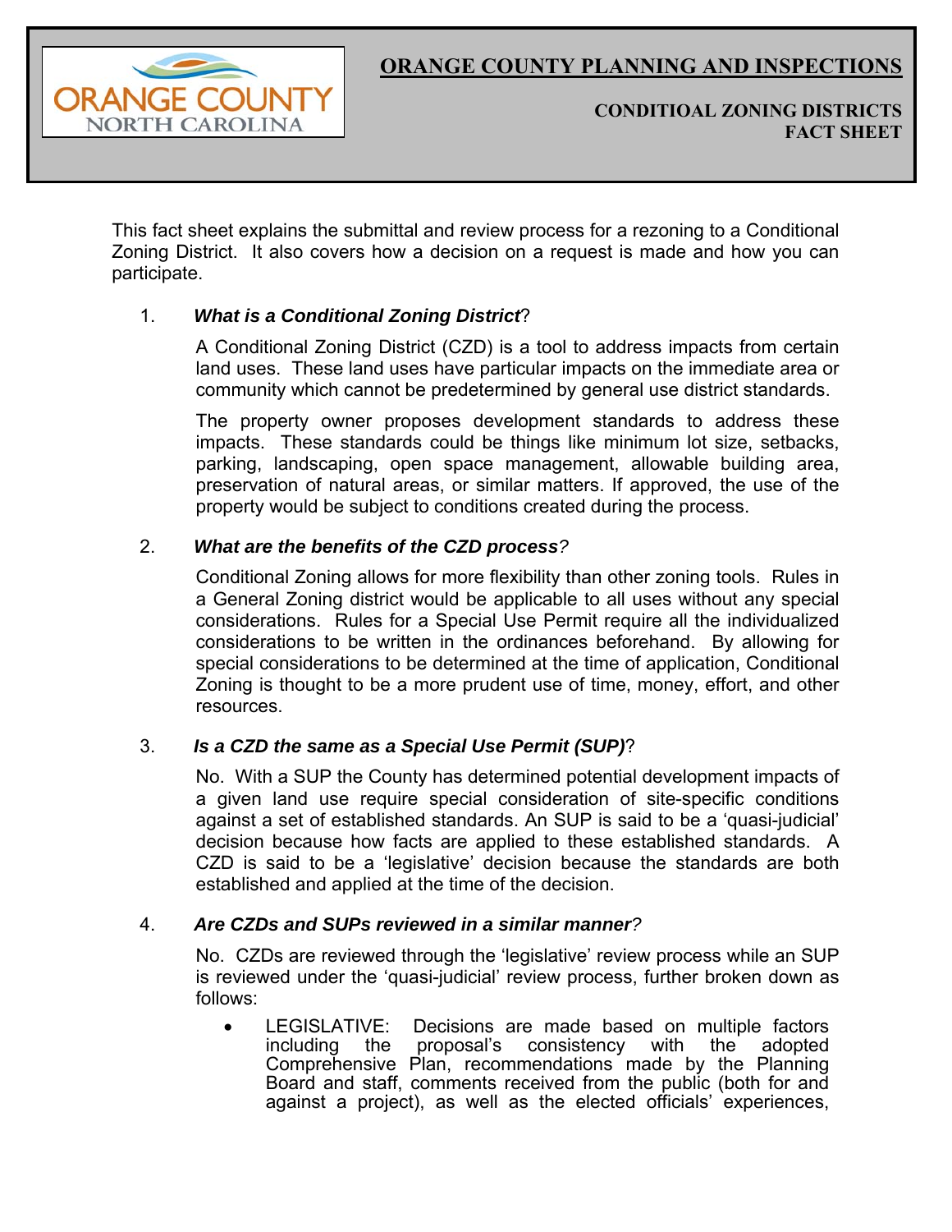# ORANGE COUNTY PLANNING AND INSPECTIONS

## CONDITIOAL ZONING DISTRICTS FACT SHEET

This fact sheet explains the submittal and review process for a rezoning to a Conditional Zoning District. It also covers how a decision on a request is made and how you can participate.

1. ***What is a Conditional Zoning District*?**

   A Conditional Zoning District (CZD) is a tool to address impacts from certain land uses. These land uses have particular impacts on the immediate area or community which cannot be predetermined by general use district standards.

   The property owner proposes development standards to address these impacts. These standards could be things like minimum lot size, setbacks, parking, landscaping, open space management, allowable building area, preservation of natural areas, or similar matters. If approved, the use of the property would be subject to conditions created during the process.

2. ***What are the benefits of the CZD process?***

   Conditional Zoning allows for more flexibility than other zoning tools. Rules in a General Zoning district would be applicable to all uses without any special considerations. Rules for a Special Use Permit require all the individualized considerations to be written in the ordinances beforehand. By allowing for special considerations to be determined at the time of application, Conditional Zoning is thought to be a more prudent use of time, money, effort, and other resources.

3. ***Is a CZD the same as a Special Use Permit (SUP)*?**

   No. With a SUP the County has determined potential development impacts of a given land use require special consideration of site-specific conditions against a set of established standards. An SUP is said to be a 'quasi-judicial' decision because how facts are applied to these established standards. A CZD is said to be a 'legislative' decision because the standards are both established and applied at the time of the decision.

4. ***Are CZDs and SUPs reviewed in a similar manner?***

   No. CZDs are reviewed through the 'legislative' review process while an SUP is reviewed under the 'quasi-judicial' review process, further broken down as follows:

   - LEGISLATIVE: Decisions are made based on multiple factors including the proposal's consistency with the adopted Comprehensive Plan, recommendations made by the Planning Board and staff, comments received from the public (both for and against a project), as well as the elected officials' experiences,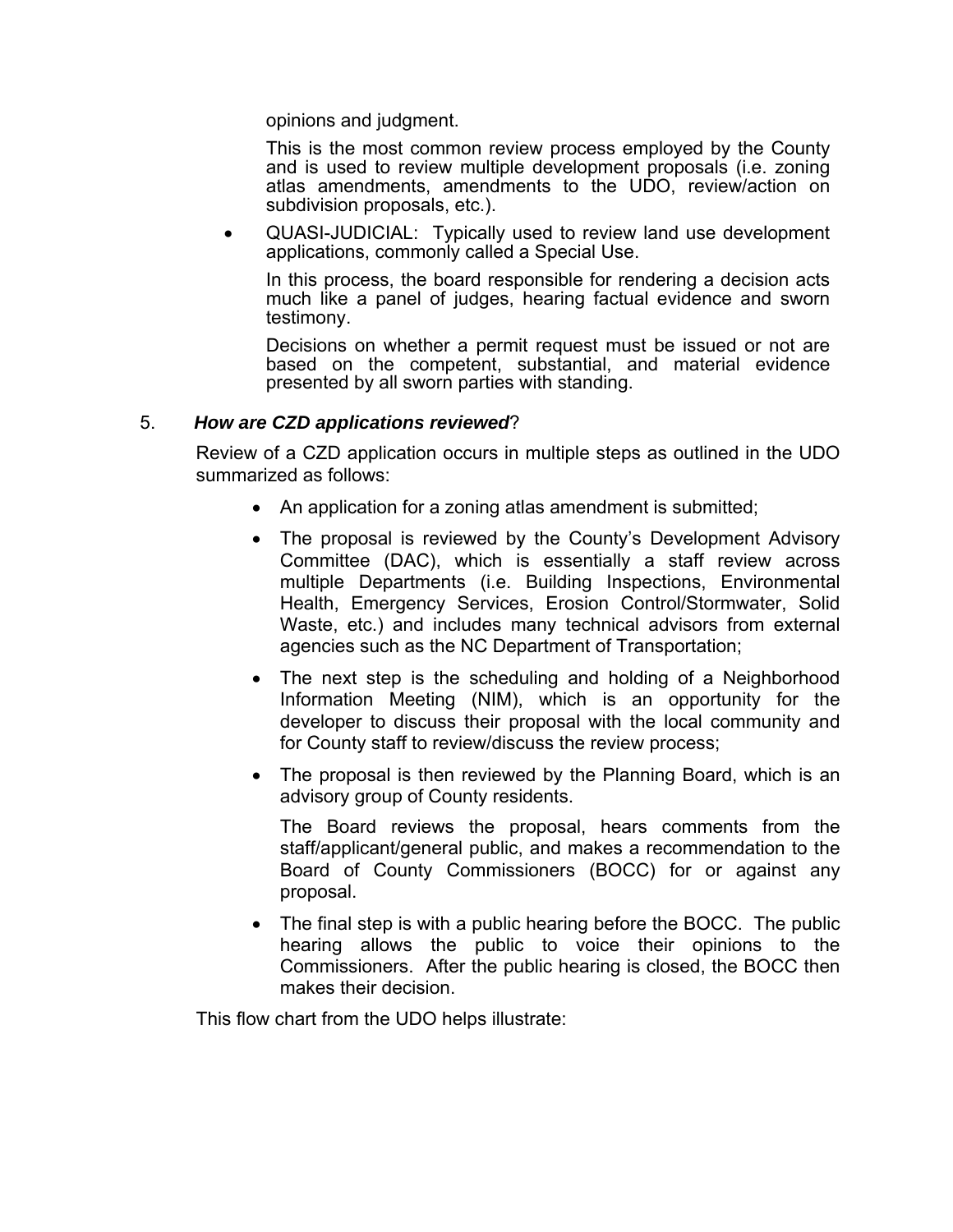opinions and judgment.

This is the most common review process employed by the County and is used to review multiple development proposals (i.e. zoning atlas amendments, amendments to the UDO, review/action on subdivision proposals, etc.).

- QUASI-JUDICIAL: Typically used to review land use development applications, commonly called a Special Use.

  In this process, the board responsible for rendering a decision acts much like a panel of judges, hearing factual evidence and sworn testimony.

  Decisions on whether a permit request must be issued or not are based on the competent, substantial, and material evidence presented by all sworn parties with standing.

5. ***How are CZD applications reviewed***?

Review of a CZD application occurs in multiple steps as outlined in the UDO summarized as follows:

- An application for a zoning atlas amendment is submitted;
- The proposal is reviewed by the County's Development Advisory Committee (DAC), which is essentially a staff review across multiple Departments (i.e. Building Inspections, Environmental Health, Emergency Services, Erosion Control/Stormwater, Solid Waste, etc.) and includes many technical advisors from external agencies such as the NC Department of Transportation;
- The next step is the scheduling and holding of a Neighborhood Information Meeting (NIM), which is an opportunity for the developer to discuss their proposal with the local community and for County staff to review/discuss the review process;
- The proposal is then reviewed by the Planning Board, which is an advisory group of County residents.

  The Board reviews the proposal, hears comments from the staff/applicant/general public, and makes a recommendation to the Board of County Commissioners (BOCC) for or against any proposal.
- The final step is with a public hearing before the BOCC. The public hearing allows the public to voice their opinions to the Commissioners. After the public hearing is closed, the BOCC then makes their decision.

This flow chart from the UDO helps illustrate: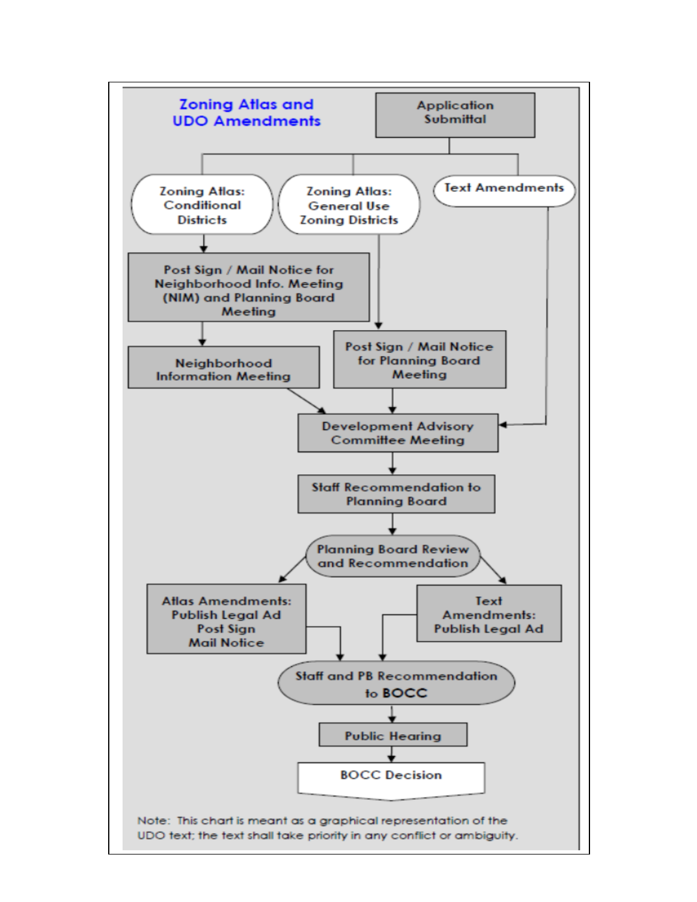## Zoning Atlas and UDO Amendments

- **Application Submittal**
  - **Zoning Atlas: Conditional Districts**
    - Post Sign / Mail Notice for Neighborhood Info. Meeting (NIM) and Planning Board Meeting
    - Neighborhood Information Meeting
    - → Development Advisory Committee Meeting
  - **Zoning Atlas: General Use Zoning Districts**
    - Post Sign / Mail Notice for Planning Board Meeting
    - → Development Advisory Committee Meeting
  - **Text Amendments**
    - → Development Advisory Committee Meeting

- **Development Advisory Committee Meeting**
- **Staff Recommendation to Planning Board**
- **Planning Board Review and Recommendation**
  - Atlas Amendments: Publish Legal Ad, Post Sign, Mail Notice
  - Text Amendments: Publish Legal Ad
- **Staff and PB Recommendation to BOCC**
- **Public Hearing**
- **BOCC Decision**

Note: This chart is meant as a graphical representation of the UDO text; the text shall take priority in any conflict or ambiguity.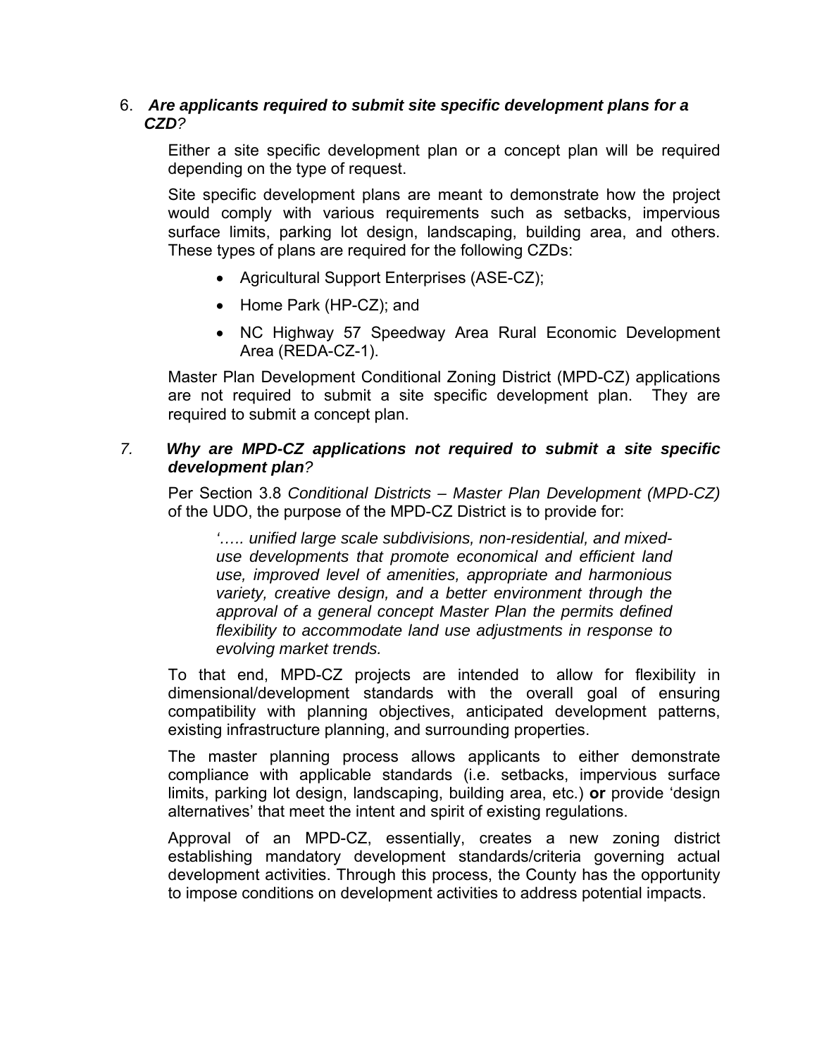6. ***Are applicants required to submit site specific development plans for a CZD?***

Either a site specific development plan or a concept plan will be required depending on the type of request.

Site specific development plans are meant to demonstrate how the project would comply with various requirements such as setbacks, impervious surface limits, parking lot design, landscaping, building area, and others. These types of plans are required for the following CZDs:

- Agricultural Support Enterprises (ASE-CZ);
- Home Park (HP-CZ); and
- NC Highway 57 Speedway Area Rural Economic Development Area (REDA-CZ-1).

Master Plan Development Conditional Zoning District (MPD-CZ) applications are not required to submit a site specific development plan. They are required to submit a concept plan.

7. ***Why are MPD-CZ applications not required to submit a site specific development plan?***

Per Section 3.8 *Conditional Districts – Master Plan Development (MPD-CZ)* of the UDO, the purpose of the MPD-CZ District is to provide for:

> *'….. unified large scale subdivisions, non-residential, and mixed-use developments that promote economical and efficient land use, improved level of amenities, appropriate and harmonious variety, creative design, and a better environment through the approval of a general concept Master Plan the permits defined flexibility to accommodate land use adjustments in response to evolving market trends.*

To that end, MPD-CZ projects are intended to allow for flexibility in dimensional/development standards with the overall goal of ensuring compatibility with planning objectives, anticipated development patterns, existing infrastructure planning, and surrounding properties.

The master planning process allows applicants to either demonstrate compliance with applicable standards (i.e. setbacks, impervious surface limits, parking lot design, landscaping, building area, etc.) **or** provide 'design alternatives' that meet the intent and spirit of existing regulations.

Approval of an MPD-CZ, essentially, creates a new zoning district establishing mandatory development standards/criteria governing actual development activities. Through this process, the County has the opportunity to impose conditions on development activities to address potential impacts.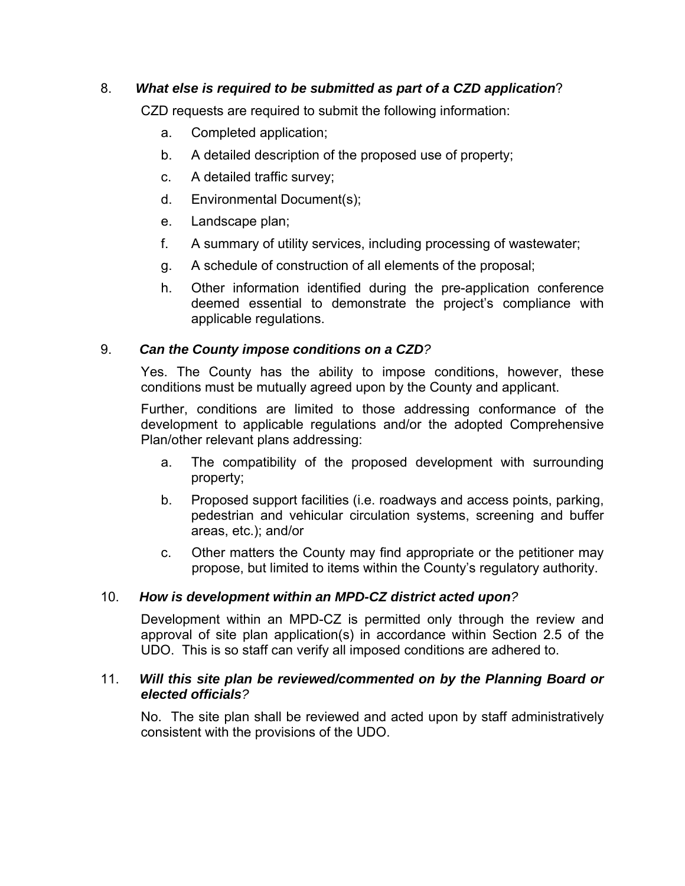8. ***What else is required to be submitted as part of a CZD application***?

CZD requests are required to submit the following information:

a. Completed application;

b. A detailed description of the proposed use of property;

c. A detailed traffic survey;

d. Environmental Document(s);

e. Landscape plan;

f. A summary of utility services, including processing of wastewater;

g. A schedule of construction of all elements of the proposal;

h. Other information identified during the pre-application conference deemed essential to demonstrate the project's compliance with applicable regulations.

9. ***Can the County impose conditions on a CZD?***

Yes. The County has the ability to impose conditions, however, these conditions must be mutually agreed upon by the County and applicant.

Further, conditions are limited to those addressing conformance of the development to applicable regulations and/or the adopted Comprehensive Plan/other relevant plans addressing:

a. The compatibility of the proposed development with surrounding property;

b. Proposed support facilities (i.e. roadways and access points, parking, pedestrian and vehicular circulation systems, screening and buffer areas, etc.); and/or

c. Other matters the County may find appropriate or the petitioner may propose, but limited to items within the County's regulatory authority.

10. ***How is development within an MPD-CZ district acted upon?***

Development within an MPD-CZ is permitted only through the review and approval of site plan application(s) in accordance within Section 2.5 of the UDO. This is so staff can verify all imposed conditions are adhered to.

11. ***Will this site plan be reviewed/commented on by the Planning Board or elected officials?***

No. The site plan shall be reviewed and acted upon by staff administratively consistent with the provisions of the UDO.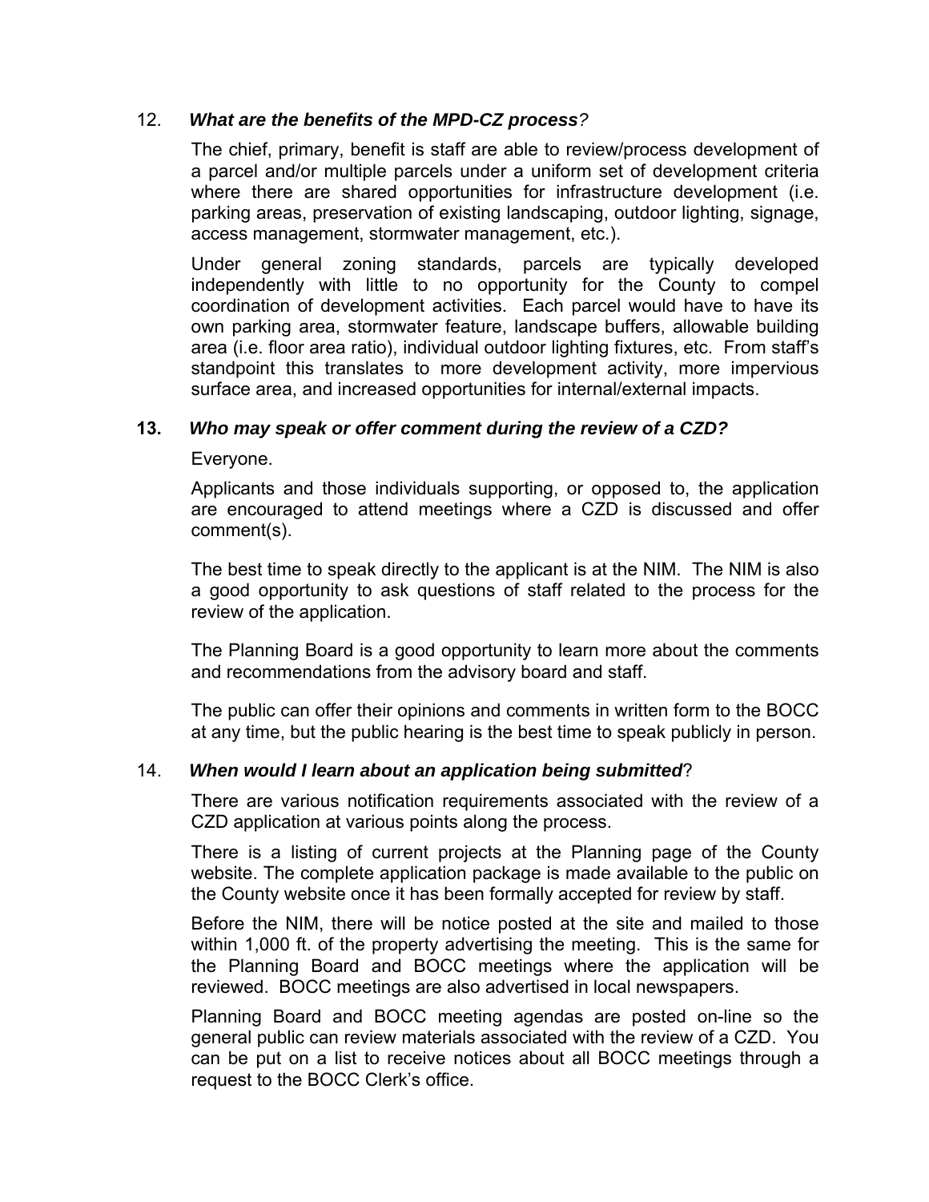12. ***What are the benefits of the MPD-CZ process****?*

The chief, primary, benefit is staff are able to review/process development of a parcel and/or multiple parcels under a uniform set of development criteria where there are shared opportunities for infrastructure development (i.e. parking areas, preservation of existing landscaping, outdoor lighting, signage, access management, stormwater management, etc.).

Under general zoning standards, parcels are typically developed independently with little to no opportunity for the County to compel coordination of development activities. Each parcel would have to have its own parking area, stormwater feature, landscape buffers, allowable building area (i.e. floor area ratio), individual outdoor lighting fixtures, etc. From staff's standpoint this translates to more development activity, more impervious surface area, and increased opportunities for internal/external impacts.

**13. *Who may speak or offer comment during the review of a CZD?***

Everyone.

Applicants and those individuals supporting, or opposed to, the application are encouraged to attend meetings where a CZD is discussed and offer comment(s).

The best time to speak directly to the applicant is at the NIM. The NIM is also a good opportunity to ask questions of staff related to the process for the review of the application.

The Planning Board is a good opportunity to learn more about the comments and recommendations from the advisory board and staff.

The public can offer their opinions and comments in written form to the BOCC at any time, but the public hearing is the best time to speak publicly in person.

14. ***When would I learn about an application being submitted***?

There are various notification requirements associated with the review of a CZD application at various points along the process.

There is a listing of current projects at the Planning page of the County website. The complete application package is made available to the public on the County website once it has been formally accepted for review by staff.

Before the NIM, there will be notice posted at the site and mailed to those within 1,000 ft. of the property advertising the meeting. This is the same for the Planning Board and BOCC meetings where the application will be reviewed. BOCC meetings are also advertised in local newspapers.

Planning Board and BOCC meeting agendas are posted on-line so the general public can review materials associated with the review of a CZD. You can be put on a list to receive notices about all BOCC meetings through a request to the BOCC Clerk's office.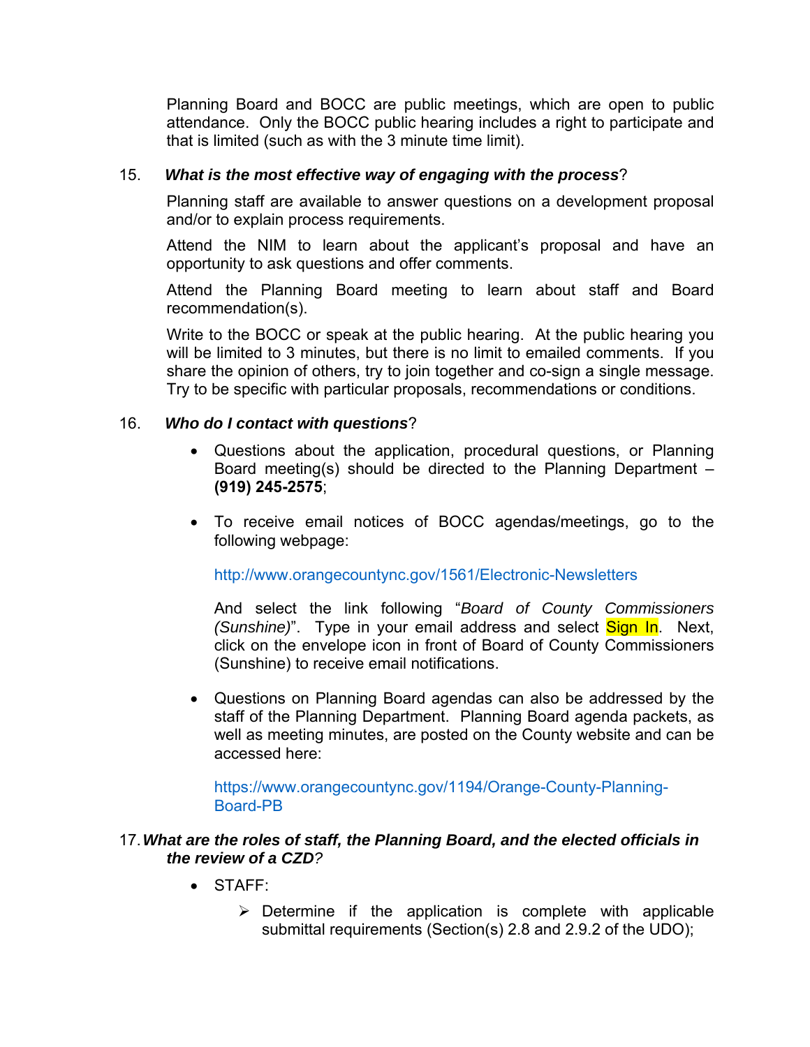Planning Board and BOCC are public meetings, which are open to public attendance. Only the BOCC public hearing includes a right to participate and that is limited (such as with the 3 minute time limit).

15. ***What is the most effective way of engaging with the process***?

Planning staff are available to answer questions on a development proposal and/or to explain process requirements.

Attend the NIM to learn about the applicant's proposal and have an opportunity to ask questions and offer comments.

Attend the Planning Board meeting to learn about staff and Board recommendation(s).

Write to the BOCC or speak at the public hearing. At the public hearing you will be limited to 3 minutes, but there is no limit to emailed comments. If you share the opinion of others, try to join together and co-sign a single message. Try to be specific with particular proposals, recommendations or conditions.

16. ***Who do I contact with questions***?

- Questions about the application, procedural questions, or Planning Board meeting(s) should be directed to the Planning Department – **(919) 245-2575**;

- To receive email notices of BOCC agendas/meetings, go to the following webpage:

  http://www.orangecountync.gov/1561/Electronic-Newsletters

  And select the link following "*Board of County Commissioners (Sunshine)*". Type in your email address and select Sign In. Next, click on the envelope icon in front of Board of County Commissioners (Sunshine) to receive email notifications.

- Questions on Planning Board agendas can also be addressed by the staff of the Planning Department. Planning Board agenda packets, as well as meeting minutes, are posted on the County website and can be accessed here:

  https://www.orangecountync.gov/1194/Orange-County-Planning-Board-PB

17. ***What are the roles of staff, the Planning Board, and the elected officials in the review of a CZD****?*

- STAFF:
  - Determine if the application is complete with applicable submittal requirements (Section(s) 2.8 and 2.9.2 of the UDO);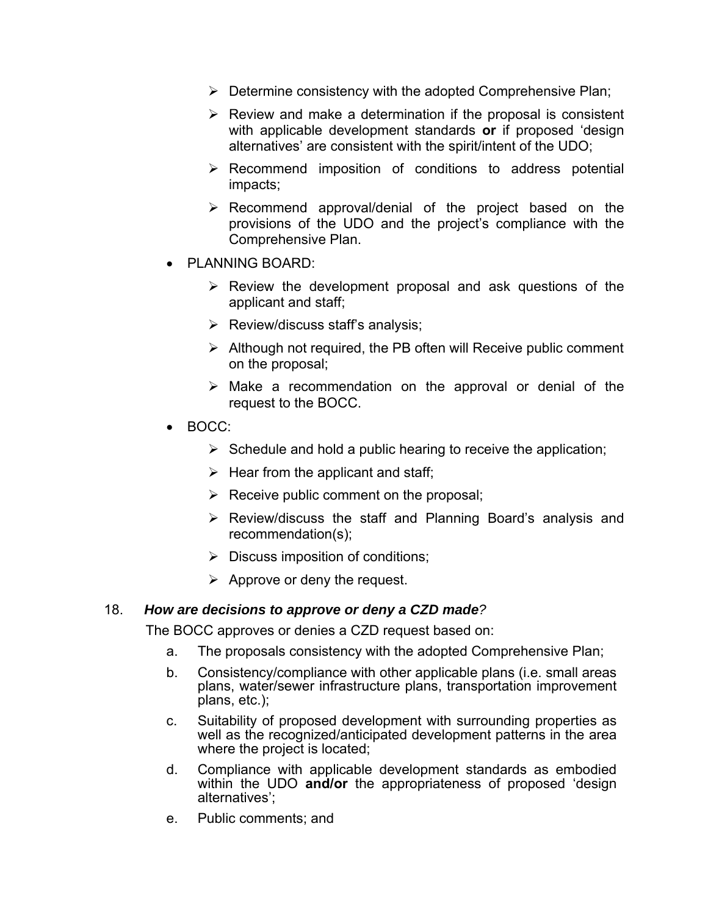- Determine consistency with the adopted Comprehensive Plan;
  - Review and make a determination if the proposal is consistent with applicable development standards **or** if proposed 'design alternatives' are consistent with the spirit/intent of the UDO;
  - Recommend imposition of conditions to address potential impacts;
  - Recommend approval/denial of the project based on the provisions of the UDO and the project's compliance with the Comprehensive Plan.

- PLANNING BOARD:
  - Review the development proposal and ask questions of the applicant and staff;
  - Review/discuss staff's analysis;
  - Although not required, the PB often will Receive public comment on the proposal;
  - Make a recommendation on the approval or denial of the request to the BOCC.

- BOCC:
  - Schedule and hold a public hearing to receive the application;
  - Hear from the applicant and staff;
  - Receive public comment on the proposal;
  - Review/discuss the staff and Planning Board's analysis and recommendation(s);
  - Discuss imposition of conditions;
  - Approve or deny the request.

18. ***How are decisions to approve or deny a CZD made**?*

The BOCC approves or denies a CZD request based on:

a. The proposals consistency with the adopted Comprehensive Plan;

b. Consistency/compliance with other applicable plans (i.e. small areas plans, water/sewer infrastructure plans, transportation improvement plans, etc.);

c. Suitability of proposed development with surrounding properties as well as the recognized/anticipated development patterns in the area where the project is located;

d. Compliance with applicable development standards as embodied within the UDO **and/or** the appropriateness of proposed 'design alternatives';

e. Public comments; and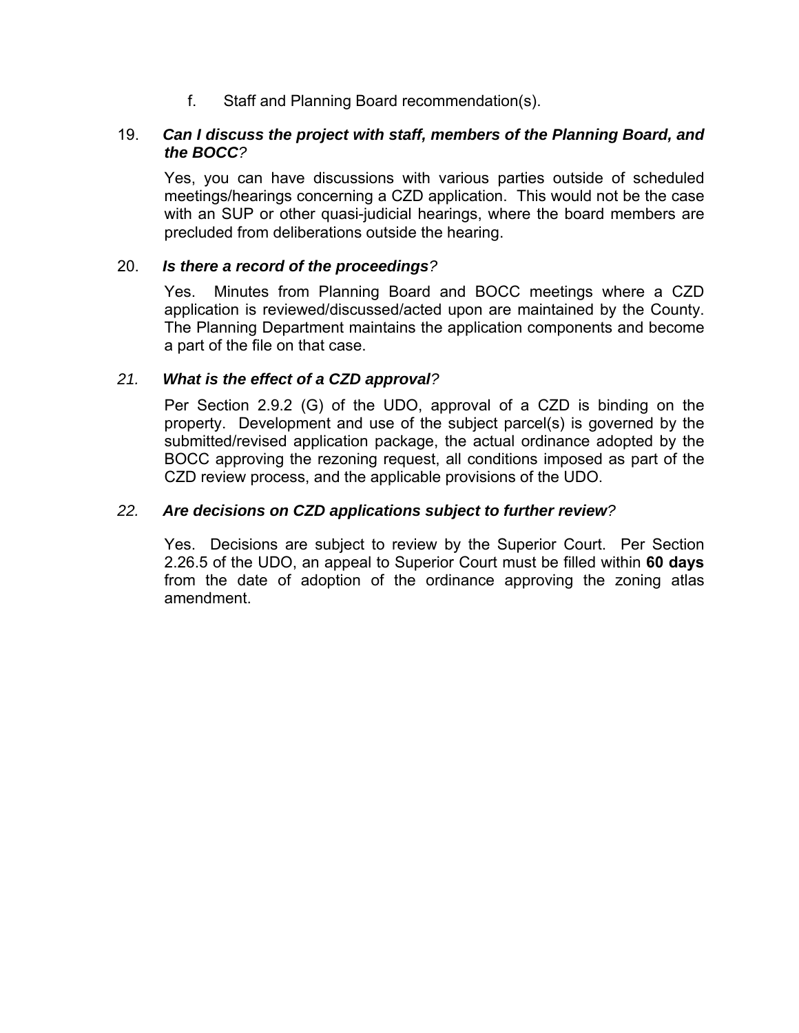f. Staff and Planning Board recommendation(s).

19. ***Can I discuss the project with staff, members of the Planning Board, and the BOCC?***

Yes, you can have discussions with various parties outside of scheduled meetings/hearings concerning a CZD application. This would not be the case with an SUP or other quasi-judicial hearings, where the board members are precluded from deliberations outside the hearing.

20. ***Is there a record of the proceedings?***

Yes. Minutes from Planning Board and BOCC meetings where a CZD application is reviewed/discussed/acted upon are maintained by the County. The Planning Department maintains the application components and become a part of the file on that case.

*21.* ***What is the effect of a CZD approval?***

Per Section 2.9.2 (G) of the UDO, approval of a CZD is binding on the property. Development and use of the subject parcel(s) is governed by the submitted/revised application package, the actual ordinance adopted by the BOCC approving the rezoning request, all conditions imposed as part of the CZD review process, and the applicable provisions of the UDO.

*22.* ***Are decisions on CZD applications subject to further review?***

Yes. Decisions are subject to review by the Superior Court. Per Section 2.26.5 of the UDO, an appeal to Superior Court must be filled within **60 days** from the date of adoption of the ordinance approving the zoning atlas amendment.